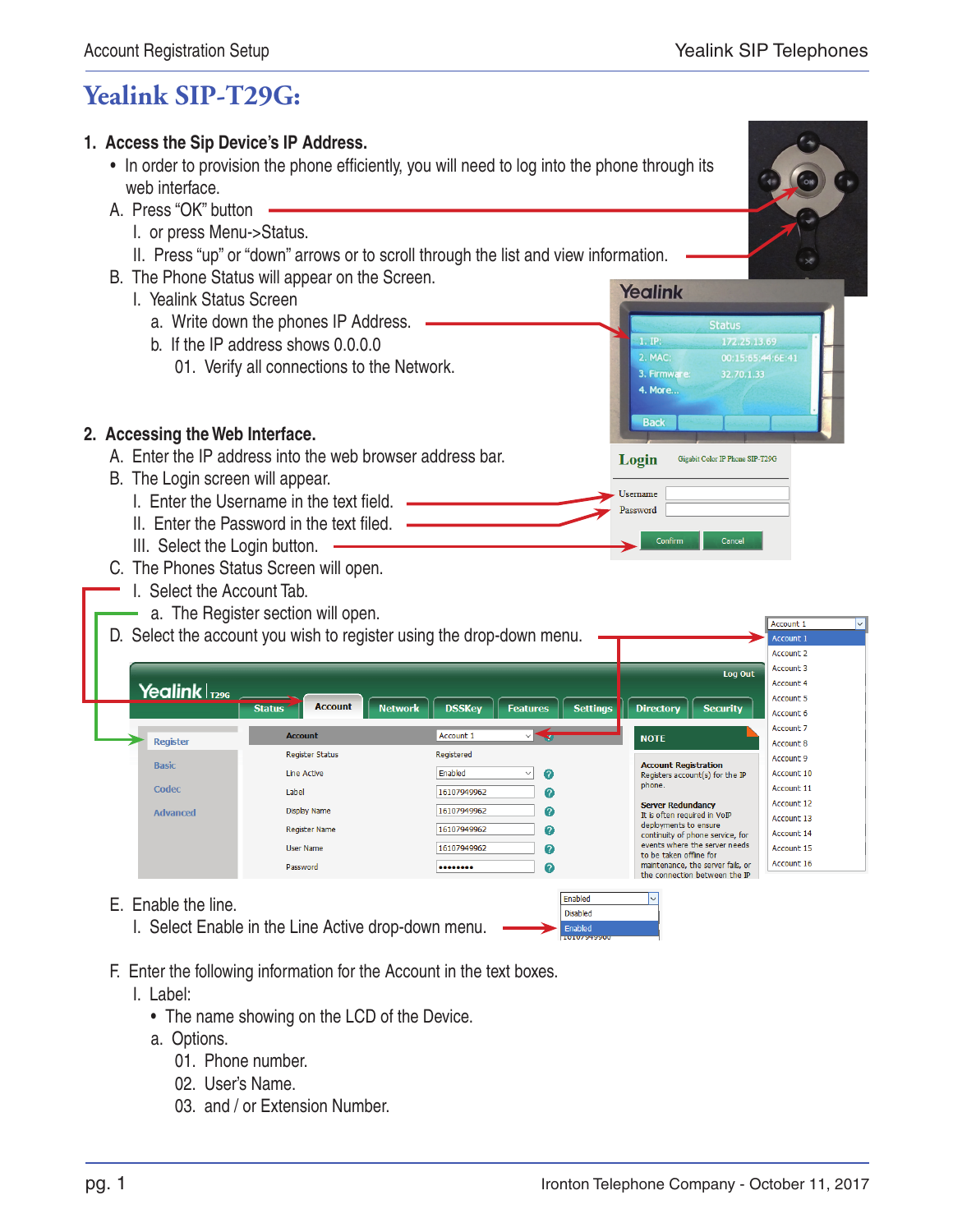# Yealink SIP-T29G:

1. **Access the Sip Device's IP Address.**
   - In order to provision the phone efficiently, you will need to log into the phone through its web interface.

   A. Press "OK" button
      I. or press Menu->Status.
      II. Press "up" or "down" arrows or to scroll through the list and view information.

   B. The Phone Status will appear on the Screen.
      I. Yealink Status Screen
         a. Write down the phones IP Address.
         b. If the IP address shows 0.0.0.0
            01. Verify all connections to the Network.

2. **Accessing the Web Interface.**

   A. Enter the IP address into the web browser address bar.

   B. The Login screen will appear.
      I. Enter the Username in the text field.
      II. Enter the Password in the text filed.
      III. Select the Login button.

   C. The Phones Status Screen will open.
      I. Select the Account Tab.
         a. The Register section will open.

   D. Select the account you wish to register using the drop-down menu.

   E. Enable the line.
      I. Select Enable in the Line Active drop-down menu.

   F. Enter the following information for the Account in the text boxes.
      I. Label:
         - The name showing on the LCD of the Device.
         a. Options.
            01. Phone number.
            02. User's Name.
            03. and / or Extension Number.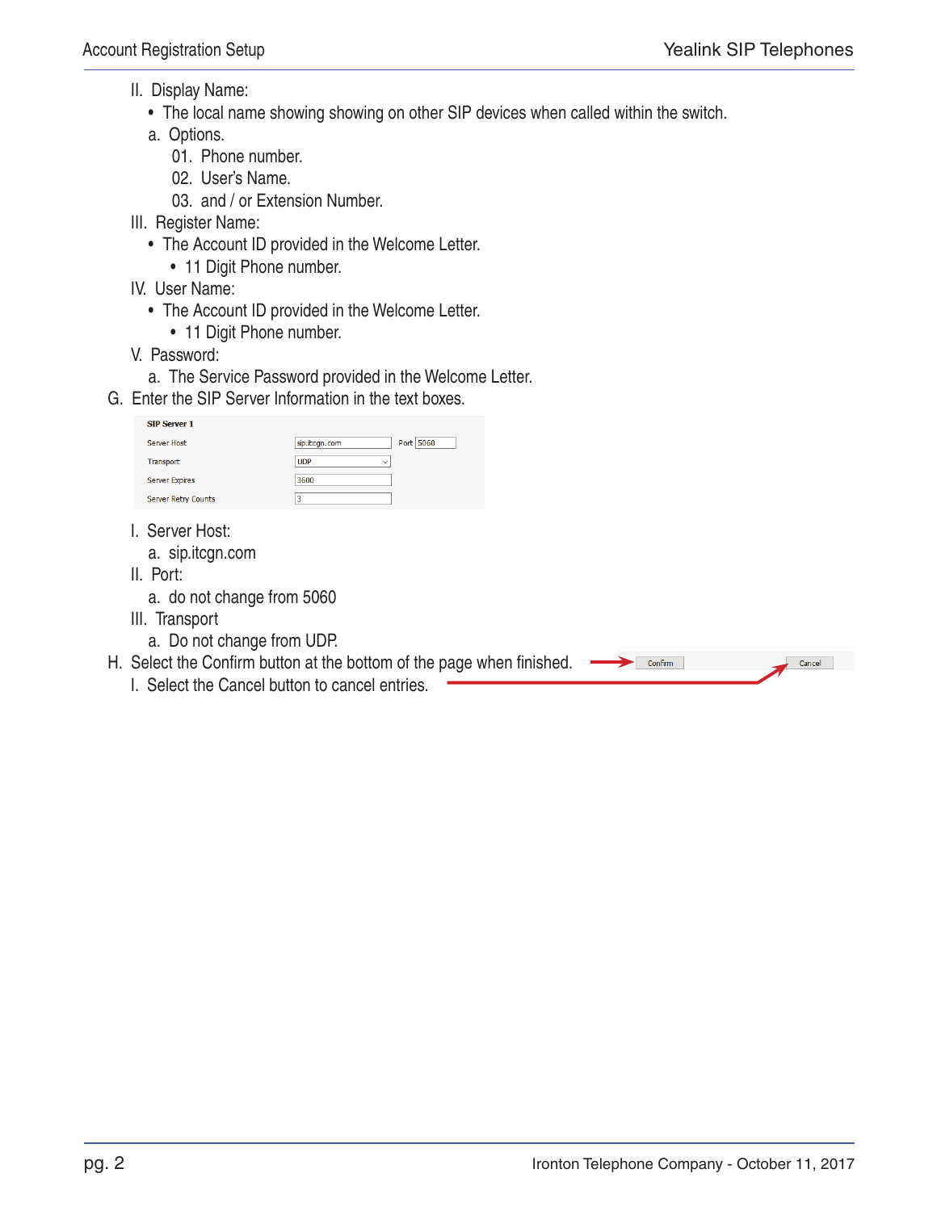II. Display Name:
   - The local name showing showing on other SIP devices when called within the switch.

   a. Options.
      01. Phone number.
      02. User's Name.
      03. and / or Extension Number.

III. Register Name:
   - The Account ID provided in the Welcome Letter.
      - 11 Digit Phone number.

IV. User Name:
   - The Account ID provided in the Welcome Letter.
      - 11 Digit Phone number.

V. Password:
   a. The Service Password provided in the Welcome Letter.

G. Enter the SIP Server Information in the text boxes.

**SIP Server 1**

| | | | |
|---|---|---|---|
| Server Host | sip.itcgn.com | Port | 5060 |
| Transport | UDP | | |
| Server Expires | 3600 | | |
| Server Retry Counts | 3 | | |

I. Server Host:
   a. sip.itcgn.com

II. Port:
   a. do not change from 5060

III. Transport
   a. Do not change from UDP.

H. Select the Confirm button at the bottom of the page when finished. → Confirm

I. Select the Cancel button to cancel entries. → Cancel